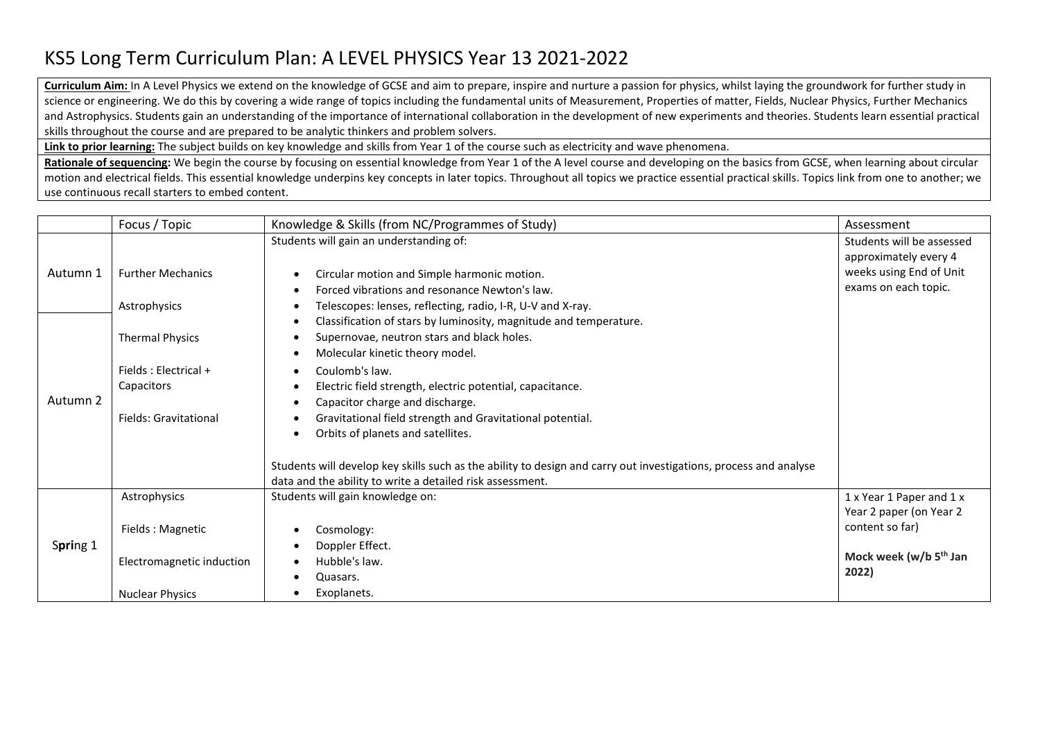# KS5 Long Term Curriculum Plan: A LEVEL PHYSICS Year 13 2021-2022

**Curriculum Aim:** In A Level Physics we extend on the knowledge of GCSE and aim to prepare, inspire and nurture a passion for physics, whilst laying the groundwork for further study in science or engineering. We do this by covering a wide range of topics including the fundamental units of Measurement, Properties of matter, Fields, Nuclear Physics, Further Mechanics and Astrophysics. Students gain an understanding of the importance of international collaboration in the development of new experiments and theories. Students learn essential practical skills throughout the course and are prepared to be analytic thinkers and problem solvers.

**Link to prior learning:** The subject builds on key knowledge and skills from Year 1 of the course such as electricity and wave phenomena.

**Rationale of sequencing:** We begin the course by focusing on essential knowledge from Year 1 of the A level course and developing on the basics from GCSE, when learning about circular motion and electrical fields. This essential knowledge underpins key concepts in later topics. Throughout all topics we practice essential practical skills. Topics link from one to another; we use continuous recall starters to embed content.

| | Focus / Topic | Knowledge & Skills (from NC/Programmes of Study) | Assessment |
|---|---|---|---|
| Autumn 1 | Further Mechanics<br><br>Astrophysics | Students will gain an understanding of:<br><br>• Circular motion and Simple harmonic motion.<br>• Forced vibrations and resonance Newton's law.<br>• Telescopes: lenses, reflecting, radio, I-R, U-V and X-ray.<br>• Classification of stars by luminosity, magnitude and temperature.<br>• Supernovae, neutron stars and black holes.<br>• Molecular kinetic theory model.<br>• Coulomb's law.<br>• Electric field strength, electric potential, capacitance.<br>• Capacitor charge and discharge.<br>• Gravitational field strength and Gravitational potential.<br>• Orbits of planets and satellites.<br><br>Students will develop key skills such as the ability to design and carry out investigations, process and analyse data and the ability to write a detailed risk assessment. | Students will be assessed approximately every 4 weeks using End of Unit exams on each topic. |
| Autumn 2 | Thermal Physics<br><br>Fields : Electrical + Capacitors<br><br>Fields: Gravitational | | |
| Spring 1 | Astrophysics<br><br>Fields : Magnetic<br><br>Electromagnetic induction<br><br>Nuclear Physics | Students will gain knowledge on:<br><br>• Cosmology:<br>• Doppler Effect.<br>• Hubble's law.<br>• Quasars.<br>• Exoplanets. | 1 x Year 1 Paper and 1 x Year 2 paper (on Year 2 content so far)<br><br>**Mock week (w/b 5th Jan 2022)** |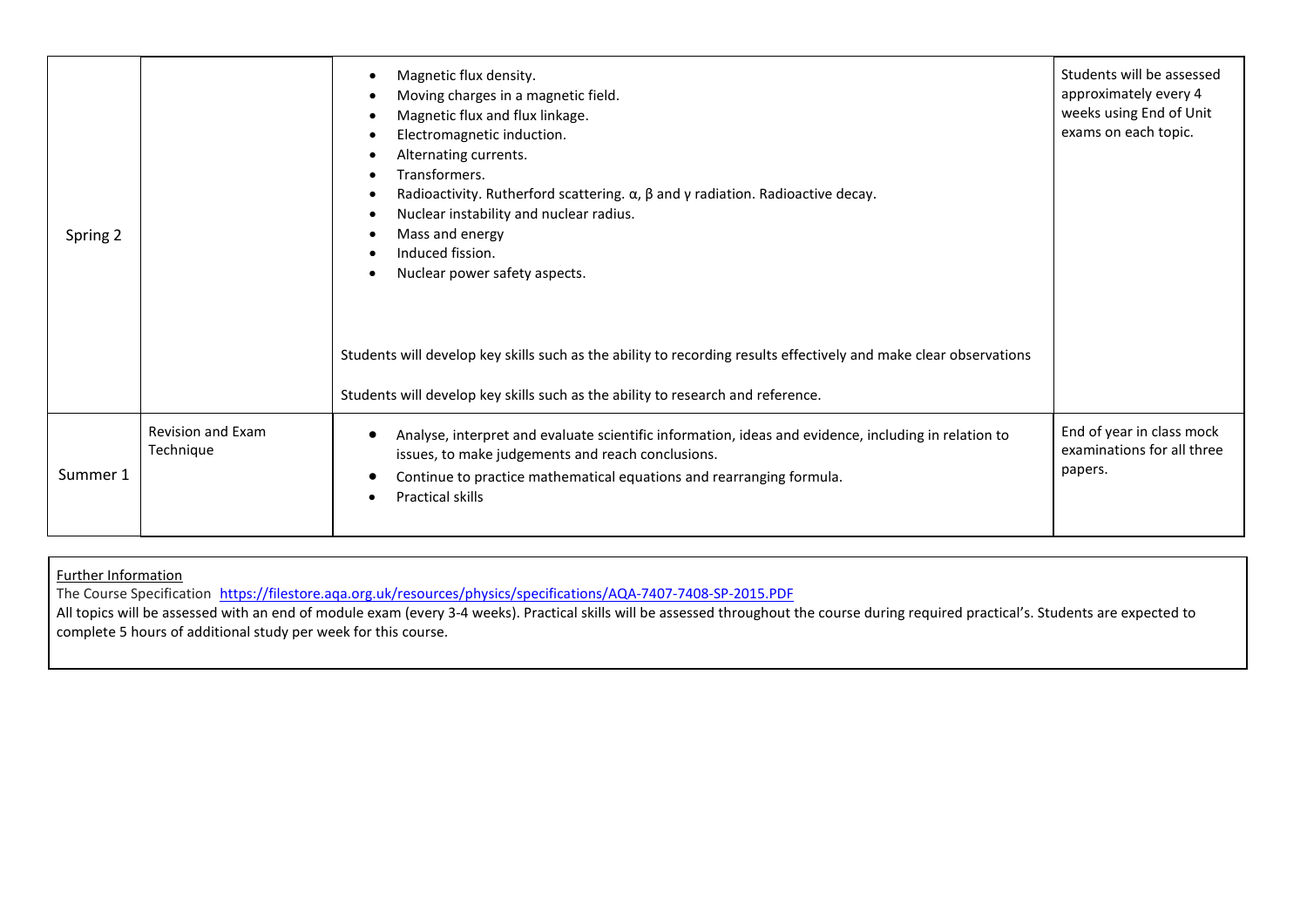| | | | |
|---|---|---|---|
| Spring 2 | | • Magnetic flux density.<br>• Moving charges in a magnetic field.<br>• Magnetic flux and flux linkage.<br>• Electromagnetic induction.<br>• Alternating currents.<br>• Transformers.<br>• Radioactivity. Rutherford scattering. α, β and γ radiation. Radioactive decay.<br>• Nuclear instability and nuclear radius.<br>• Mass and energy<br>• Induced fission.<br>• Nuclear power safety aspects.<br><br>Students will develop key skills such as the ability to recording results effectively and make clear observations<br><br>Students will develop key skills such as the ability to research and reference. | Students will be assessed approximately every 4 weeks using End of Unit exams on each topic. |
| Summer 1 | Revision and Exam Technique | • Analyse, interpret and evaluate scientific information, ideas and evidence, including in relation to issues, to make judgements and reach conclusions.<br>• Continue to practice mathematical equations and rearranging formula.<br>• Practical skills | End of year in class mock examinations for all three papers. |

Further Information

The Course Specification https://filestore.aqa.org.uk/resources/physics/specifications/AQA-7407-7408-SP-2015.PDF

All topics will be assessed with an end of module exam (every 3-4 weeks). Practical skills will be assessed throughout the course during required practical's. Students are expected to complete 5 hours of additional study per week for this course.